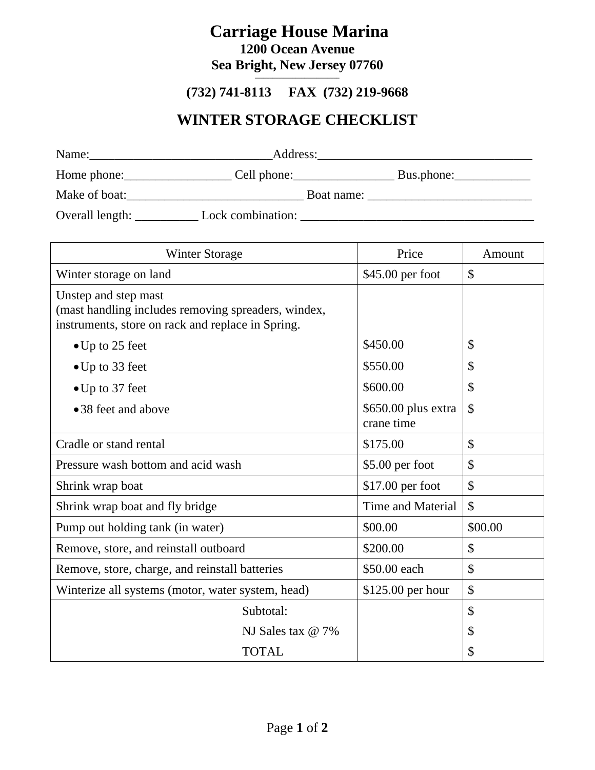# Carriage House Marina

**1200 Ocean Avenue**
**Sea Bright, New Jersey 07760**

**(732) 741-8113     FAX  (732) 219-9668**

## WINTER STORAGE CHECKLIST

Name:_____________________________Address:__________________________________

Home phone:_________________ Cell phone:________________ Bus.phone:____________

Make of boat:____________________________ Boat name: __________________________

Overall length: __________ Lock combination: _____________________________________

| Winter Storage | Price | Amount |
|---|---|---|
| Winter storage on land | $45.00 per foot | $ |
| Unstep and step mast (mast handling includes removing spreaders, windex, instruments, store on rack and replace in Spring. | | |
| • Up to 25 feet | $450.00 | $ |
| • Up to 33 feet | $550.00 | $ |
| • Up to 37 feet | $600.00 | $ |
| • 38 feet and above | $650.00 plus extra crane time | $ |
| Cradle or stand rental | $175.00 | $ |
| Pressure wash bottom and acid wash | $5.00 per foot | $ |
| Shrink wrap boat | $17.00 per foot | $ |
| Shrink wrap boat and fly bridge | Time and Material | $ |
| Pump out holding tank (in water) | $00.00 | $00.00 |
| Remove, store, and reinstall outboard | $200.00 | $ |
| Remove, store, charge, and reinstall batteries | $50.00 each | $ |
| Winterize all systems (motor, water system, head) | $125.00 per hour | $ |
| Subtotal: | | $ |
| NJ Sales tax @ 7% | | $ |
| TOTAL | | $ |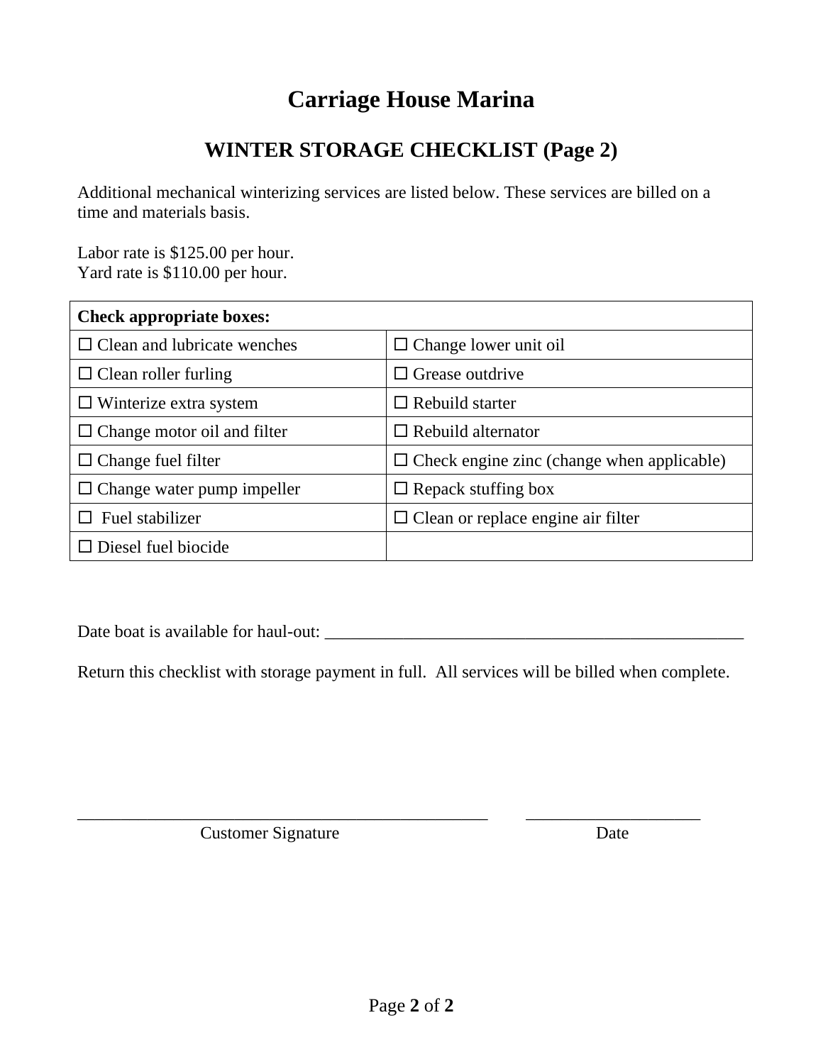# Carriage House Marina

## WINTER STORAGE CHECKLIST (Page 2)

Additional mechanical winterizing services are listed below. These services are billed on a time and materials basis.

Labor rate is $125.00 per hour.
Yard rate is $110.00 per hour.

| **Check appropriate boxes:** | |
|---|---|
| ☐ Clean and lubricate wenches | ☐ Change lower unit oil |
| ☐ Clean roller furling | ☐ Grease outdrive |
| ☐ Winterize extra system | ☐ Rebuild starter |
| ☐ Change motor oil and filter | ☐ Rebuild alternator |
| ☐ Change fuel filter | ☐ Check engine zinc (change when applicable) |
| ☐ Change water pump impeller | ☐ Repack stuffing box |
| ☐ Fuel stabilizer | ☐ Clean or replace engine air filter |
| ☐ Diesel fuel biocide | |

Date boat is available for haul-out: ___________________________________________________

Return this checklist with storage payment in full. All services will be billed when complete.

_________________________________________________ ____________________

Customer Signature Date